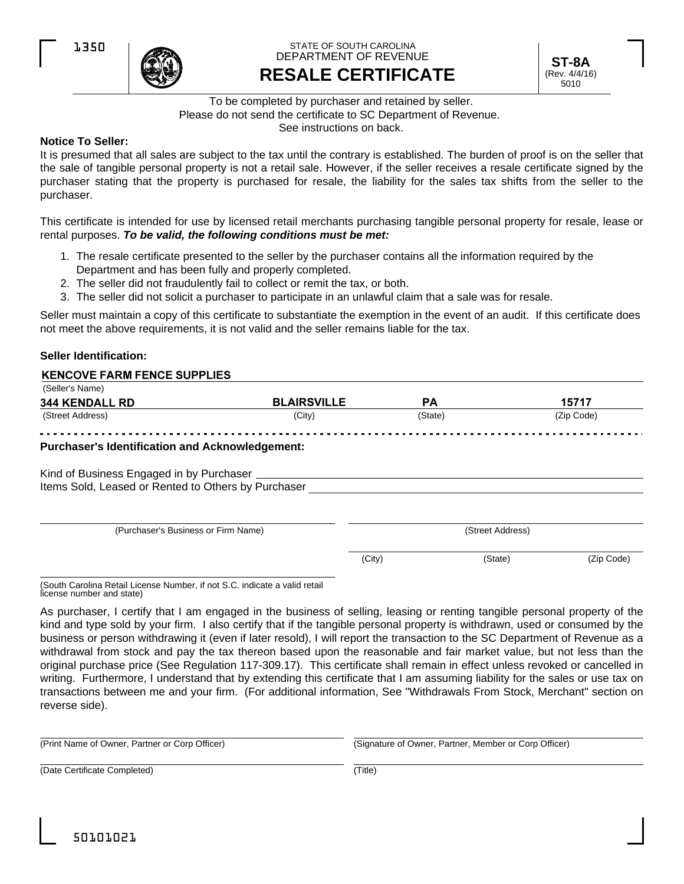1350

STATE OF SOUTH CAROLINA
DEPARTMENT OF REVENUE

# RESALE CERTIFICATE

**ST-8A**
(Rev. 4/4/16)
5010

To be completed by purchaser and retained by seller.
Please do not send the certificate to SC Department of Revenue.
See instructions on back.

**Notice To Seller:**

It is presumed that all sales are subject to the tax until the contrary is established. The burden of proof is on the seller that the sale of tangible personal property is not a retail sale. However, if the seller receives a resale certificate signed by the purchaser stating that the property is purchased for resale, the liability for the sales tax shifts from the seller to the purchaser.

This certificate is intended for use by licensed retail merchants purchasing tangible personal property for resale, lease or rental purposes. ***To be valid, the following conditions must be met:***

1. The resale certificate presented to the seller by the purchaser contains all the information required by the Department and has been fully and properly completed.
2. The seller did not fraudulently fail to collect or remit the tax, or both.
3. The seller did not solicit a purchaser to participate in an unlawful claim that a sale was for resale.

Seller must maintain a copy of this certificate to substantiate the exemption in the event of an audit. If this certificate does not meet the above requirements, it is not valid and the seller remains liable for the tax.

**Seller Identification:**

**KENCOVE FARM FENCE SUPPLIES**
(Seller's Name)

| **344 KENDALL RD** | **BLAIRSVILLE** | **PA** | **15717** |
|---|---|---|---|
| (Street Address) | (City) | (State) | (Zip Code) |

**Purchaser's Identification and Acknowledgement:**

Kind of Business Engaged in by Purchaser \_\_\_\_\_\_\_\_\_\_\_\_\_\_\_\_\_\_\_\_

Items Sold, Leased or Rented to Others by Purchaser \_\_\_\_\_\_\_\_\_\_\_\_\_\_\_\_\_\_\_\_

(Purchaser's Business or Firm Name) | (Street Address)

(City) | (State) | (Zip Code)

(South Carolina Retail License Number, if not S.C. indicate a valid retail license number and state)

As purchaser, I certify that I am engaged in the business of selling, leasing or renting tangible personal property of the kind and type sold by your firm. I also certify that if the tangible personal property is withdrawn, used or consumed by the business or person withdrawing it (even if later resold), I will report the transaction to the SC Department of Revenue as a withdrawal from stock and pay the tax thereon based upon the reasonable and fair market value, but not less than the original purchase price (See Regulation 117-309.17). This certificate shall remain in effect unless revoked or cancelled in writing. Furthermore, I understand that by extending this certificate that I am assuming liability for the sales or use tax on transactions between me and your firm. (For additional information, See "Withdrawals From Stock, Merchant" section on reverse side).

(Print Name of Owner, Partner or Corp Officer) | (Signature of Owner, Partner, Member or Corp Officer)

(Date Certificate Completed) | (Title)

50101021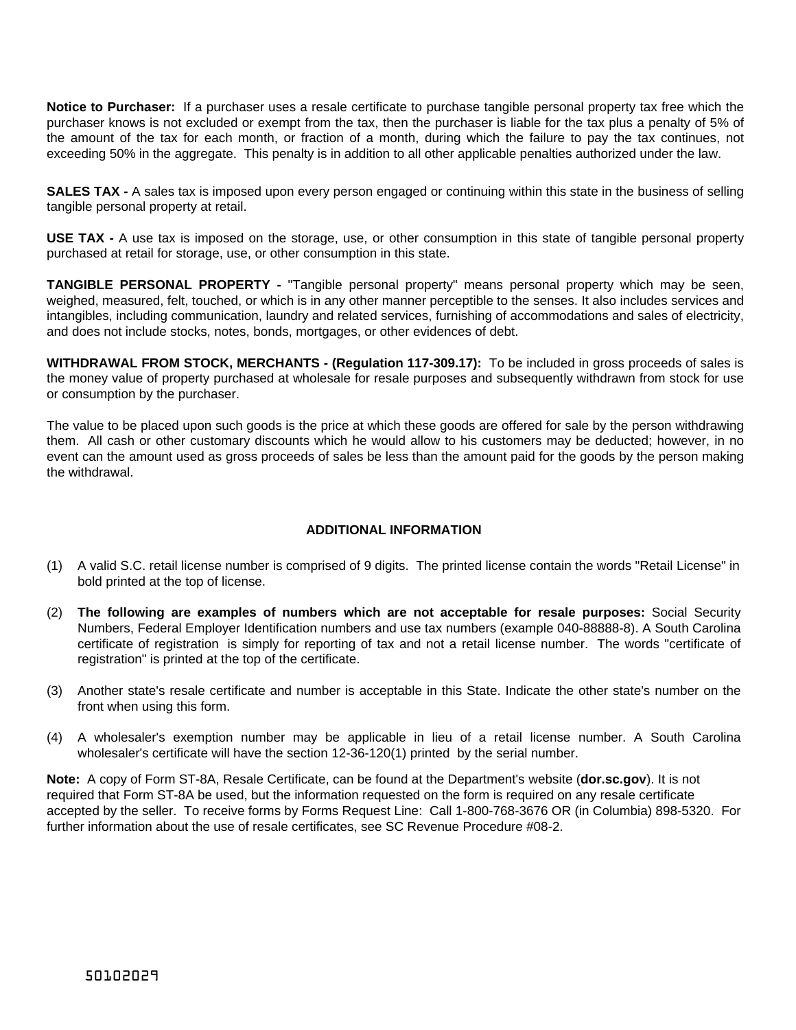**Notice to Purchaser:** If a purchaser uses a resale certificate to purchase tangible personal property tax free which the purchaser knows is not excluded or exempt from the tax, then the purchaser is liable for the tax plus a penalty of 5% of the amount of the tax for each month, or fraction of a month, during which the failure to pay the tax continues, not exceeding 50% in the aggregate. This penalty is in addition to all other applicable penalties authorized under the law.

**SALES TAX -** A sales tax is imposed upon every person engaged or continuing within this state in the business of selling tangible personal property at retail.

**USE TAX -** A use tax is imposed on the storage, use, or other consumption in this state of tangible personal property purchased at retail for storage, use, or other consumption in this state.

**TANGIBLE PERSONAL PROPERTY -** "Tangible personal property" means personal property which may be seen, weighed, measured, felt, touched, or which is in any other manner perceptible to the senses. It also includes services and intangibles, including communication, laundry and related services, furnishing of accommodations and sales of electricity, and does not include stocks, notes, bonds, mortgages, or other evidences of debt.

**WITHDRAWAL FROM STOCK, MERCHANTS - (Regulation 117-309.17):** To be included in gross proceeds of sales is the money value of property purchased at wholesale for resale purposes and subsequently withdrawn from stock for use or consumption by the purchaser.

The value to be placed upon such goods is the price at which these goods are offered for sale by the person withdrawing them. All cash or other customary discounts which he would allow to his customers may be deducted; however, in no event can the amount used as gross proceeds of sales be less than the amount paid for the goods by the person making the withdrawal.

## ADDITIONAL INFORMATION

(1) A valid S.C. retail license number is comprised of 9 digits. The printed license contain the words "Retail License" in bold printed at the top of license.

(2) **The following are examples of numbers which are not acceptable for resale purposes:** Social Security Numbers, Federal Employer Identification numbers and use tax numbers (example 040-88888-8). A South Carolina certificate of registration is simply for reporting of tax and not a retail license number. The words "certificate of registration" is printed at the top of the certificate.

(3) Another state's resale certificate and number is acceptable in this State. Indicate the other state's number on the front when using this form.

(4) A wholesaler's exemption number may be applicable in lieu of a retail license number. A South Carolina wholesaler's certificate will have the section 12-36-120(1) printed by the serial number.

**Note:** A copy of Form ST-8A, Resale Certificate, can be found at the Department's website (**dor.sc.gov**). It is not required that Form ST-8A be used, but the information requested on the form is required on any resale certificate accepted by the seller. To receive forms by Forms Request Line: Call 1-800-768-3676 OR (in Columbia) 898-5320. For further information about the use of resale certificates, see SC Revenue Procedure #08-2.

50102029